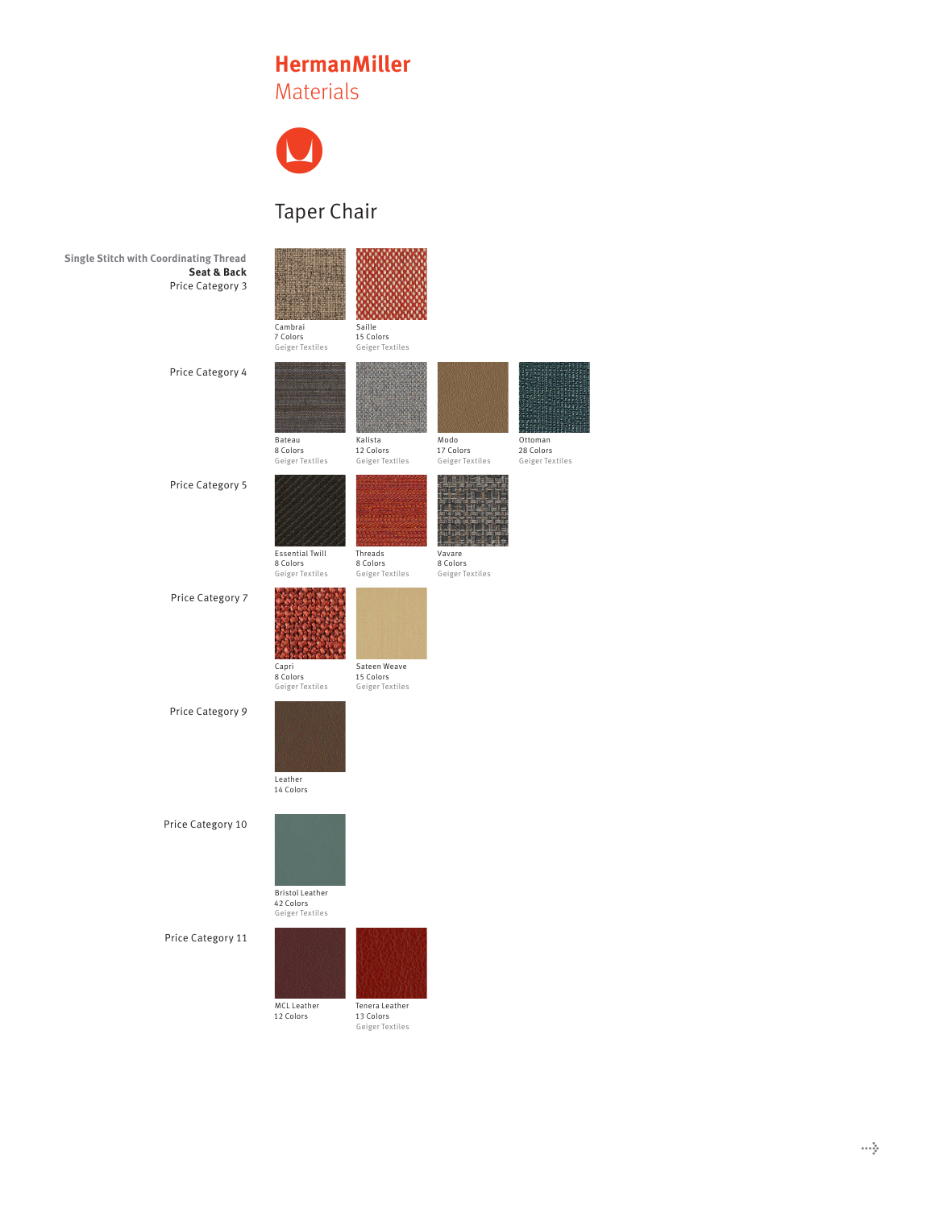# HermanMiller
## Materials

## Taper Chair

**Single Stitch with Coordinating Thread**
**Seat & Back**

### Price Category 3

- Cambrai — 7 Colors — Geiger Textiles
- Saille — 15 Colors — Geiger Textiles

### Price Category 4

- Bateau — 8 Colors — Geiger Textiles
- Kalista — 12 Colors — Geiger Textiles
- Modo — 17 Colors — Geiger Textiles
- Ottoman — 28 Colors — Geiger Textiles

### Price Category 5

- Essential Twill — 8 Colors — Geiger Textiles
- Threads — 8 Colors — Geiger Textiles
- Vavare — 8 Colors — Geiger Textiles

### Price Category 7

- Capri — 8 Colors — Geiger Textiles
- Sateen Weave — 15 Colors — Geiger Textiles

### Price Category 9

- Leather — 14 Colors

### Price Category 10

- Bristol Leather — 42 Colors — Geiger Textiles

### Price Category 11

- MCL Leather — 12 Colors
- Tenera Leather — 13 Colors — Geiger Textiles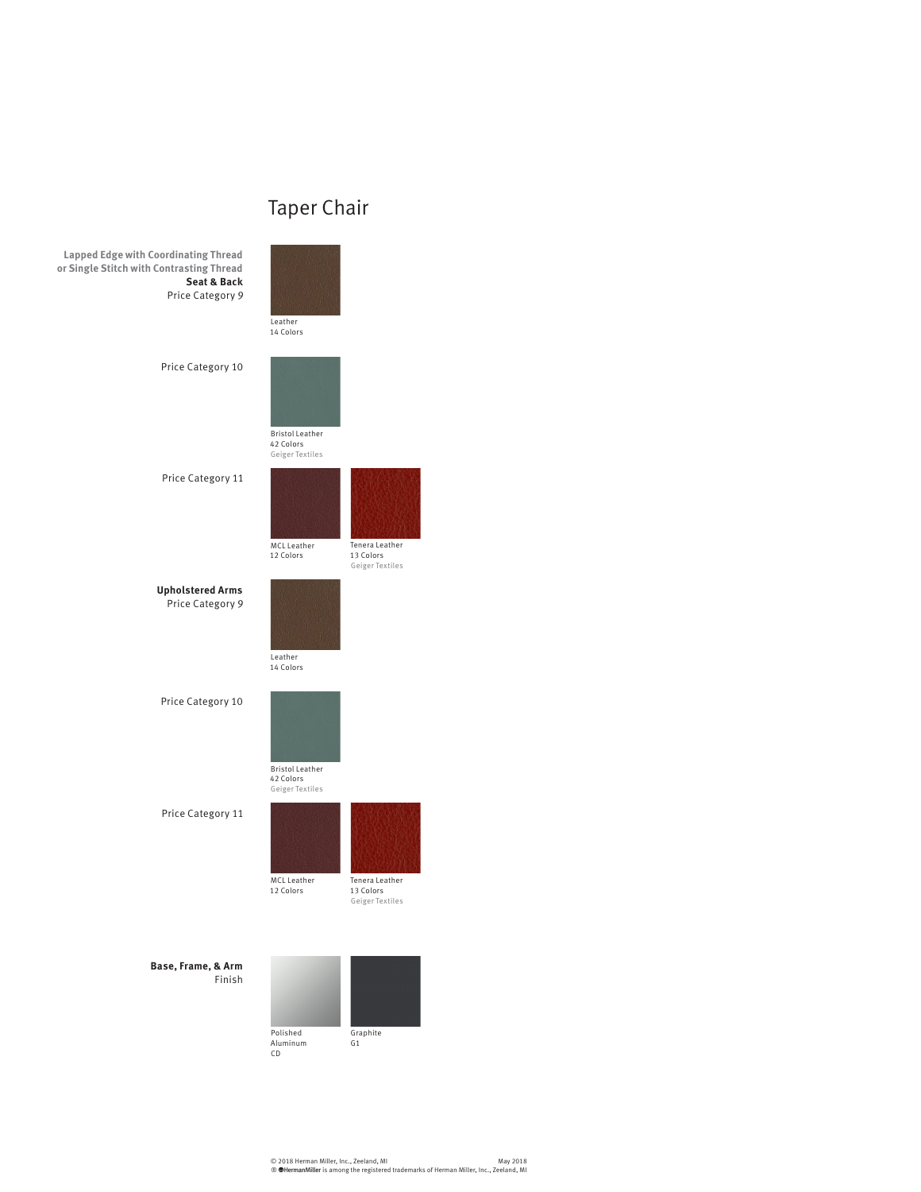# Taper Chair

**Lapped Edge with Coordinating Thread or Single Stitch with Contrasting Thread**
**Seat & Back**
Price Category 9

Leather
14 Colors

Price Category 10

Bristol Leather
42 Colors
Geiger Textiles

Price Category 11

MCL Leather
12 Colors

Tenera Leather
13 Colors
Geiger Textiles

**Upholstered Arms**
Price Category 9

Leather
14 Colors

Price Category 10

Bristol Leather
42 Colors
Geiger Textiles

Price Category 11

MCL Leather
12 Colors

Tenera Leather
13 Colors
Geiger Textiles

**Base, Frame, & Arm**
Finish

Polished Aluminum
CD

Graphite
G1

© 2018 Herman Miller, Inc., Zeeland, MI May 2018
® HermanMiller is among the registered trademarks of Herman Miller, Inc., Zeeland, MI